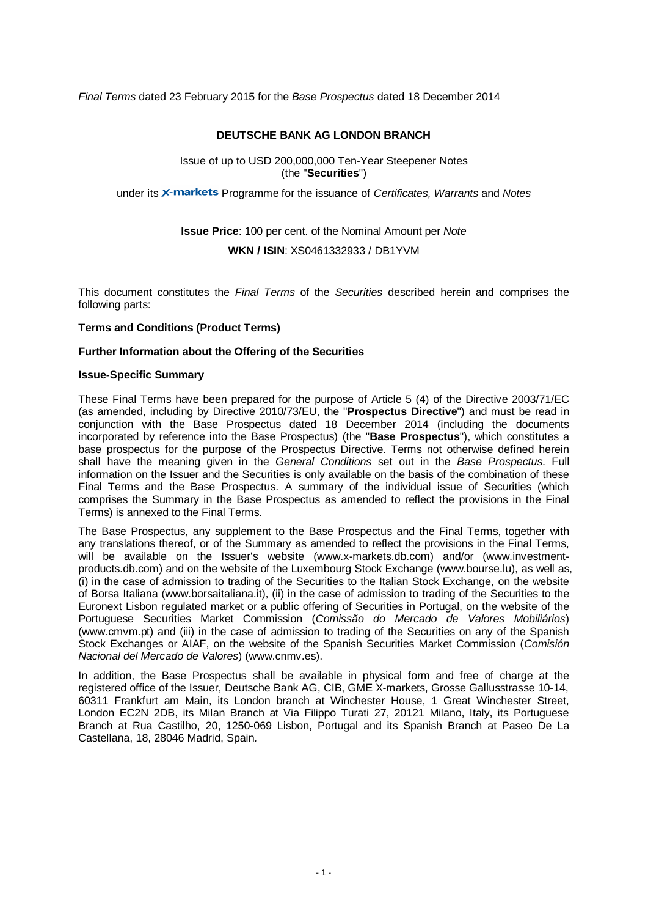*Final Terms* dated 23 February 2015 for the *Base Prospectus* dated 18 December 2014

**DEUTSCHE BANK AG LONDON BRANCH**

Issue of up to USD 200,000,000 Ten-Year Steepener Notes
(the "**Securities**")

under its X-markets Programme for the issuance of *Certificates, Warrants* and *Notes*

**Issue Price**: 100 per cent. of the Nominal Amount per *Note*

**WKN / ISIN**: XS0461332933 / DB1YVM

This document constitutes the *Final Terms* of the *Securities* described herein and comprises the following parts:

**Terms and Conditions (Product Terms)**

**Further Information about the Offering of the Securities**

**Issue-Specific Summary**

These Final Terms have been prepared for the purpose of Article 5 (4) of the Directive 2003/71/EC (as amended, including by Directive 2010/73/EU, the "**Prospectus Directive**") and must be read in conjunction with the Base Prospectus dated 18 December 2014 (including the documents incorporated by reference into the Base Prospectus) (the "**Base Prospectus**"), which constitutes a base prospectus for the purpose of the Prospectus Directive. Terms not otherwise defined herein shall have the meaning given in the *General Conditions* set out in the *Base Prospectus*. Full information on the Issuer and the Securities is only available on the basis of the combination of these Final Terms and the Base Prospectus. A summary of the individual issue of Securities (which comprises the Summary in the Base Prospectus as amended to reflect the provisions in the Final Terms) is annexed to the Final Terms.

The Base Prospectus, any supplement to the Base Prospectus and the Final Terms, together with any translations thereof, or of the Summary as amended to reflect the provisions in the Final Terms, will be available on the Issuer's website (www.x-markets.db.com) and/or (www.investment-products.db.com) and on the website of the Luxembourg Stock Exchange (www.bourse.lu), as well as, (i) in the case of admission to trading of the Securities to the Italian Stock Exchange, on the website of Borsa Italiana (www.borsaitaliana.it), (ii) in the case of admission to trading of the Securities to the Euronext Lisbon regulated market or a public offering of Securities in Portugal, on the website of the Portuguese Securities Market Commission (*Comissão do Mercado de Valores Mobiliários*) (www.cmvm.pt) and (iii) in the case of admission to trading of the Securities on any of the Spanish Stock Exchanges or AIAF, on the website of the Spanish Securities Market Commission (*Comisión Nacional del Mercado de Valores*) (www.cnmv.es).

In addition, the Base Prospectus shall be available in physical form and free of charge at the registered office of the Issuer, Deutsche Bank AG, CIB, GME X-markets, Grosse Gallusstrasse 10-14, 60311 Frankfurt am Main, its London branch at Winchester House, 1 Great Winchester Street, London EC2N 2DB, its Milan Branch at Via Filippo Turati 27, 20121 Milano, Italy, its Portuguese Branch at Rua Castilho, 20, 1250-069 Lisbon, Portugal and its Spanish Branch at Paseo De La Castellana, 18, 28046 Madrid, Spain.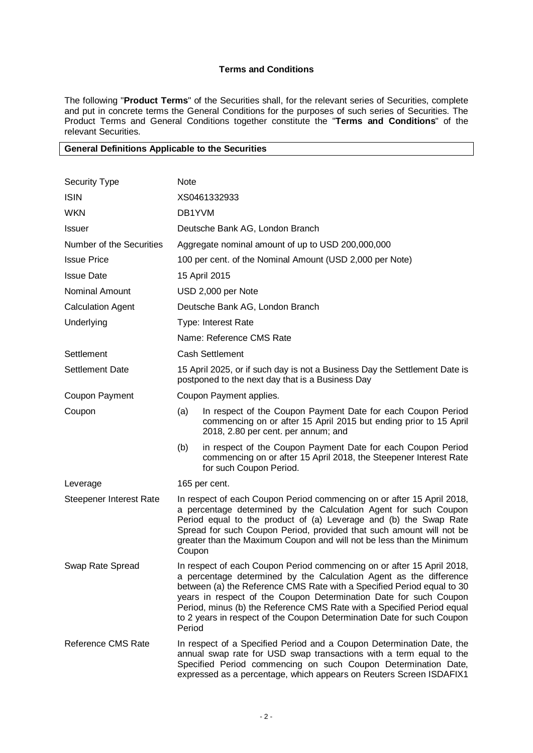**Terms and Conditions**

The following "**Product Terms**" of the Securities shall, for the relevant series of Securities, complete and put in concrete terms the General Conditions for the purposes of such series of Securities. The Product Terms and General Conditions together constitute the "**Terms and Conditions**" of the relevant Securities.

| **General Definitions Applicable to the Securities** | |
|---|---|
| Security Type | Note |
| ISIN | XS0461332933 |
| WKN | DB1YVM |
| Issuer | Deutsche Bank AG, London Branch |
| Number of the Securities | Aggregate nominal amount of up to USD 200,000,000 |
| Issue Price | 100 per cent. of the Nominal Amount (USD 2,000 per Note) |
| Issue Date | 15 April 2015 |
| Nominal Amount | USD 2,000 per Note |
| Calculation Agent | Deutsche Bank AG, London Branch |
| Underlying | Type: Interest Rate<br>Name: Reference CMS Rate |
| Settlement | Cash Settlement |
| Settlement Date | 15 April 2025, or if such day is not a Business Day the Settlement Date is postponed to the next day that is a Business Day |
| Coupon Payment | Coupon Payment applies. |
| Coupon | (a) In respect of the Coupon Payment Date for each Coupon Period commencing on or after 15 April 2015 but ending prior to 15 April 2018, 2.80 per cent. per annum; and<br>(b) in respect of the Coupon Payment Date for each Coupon Period commencing on or after 15 April 2018, the Steepener Interest Rate for such Coupon Period. |
| Leverage | 165 per cent. |
| Steepener Interest Rate | In respect of each Coupon Period commencing on or after 15 April 2018, a percentage determined by the Calculation Agent for such Coupon Period equal to the product of (a) Leverage and (b) the Swap Rate Spread for such Coupon Period, provided that such amount will not be greater than the Maximum Coupon and will not be less than the Minimum Coupon |
| Swap Rate Spread | In respect of each Coupon Period commencing on or after 15 April 2018, a percentage determined by the Calculation Agent as the difference between (a) the Reference CMS Rate with a Specified Period equal to 30 years in respect of the Coupon Determination Date for such Coupon Period, minus (b) the Reference CMS Rate with a Specified Period equal to 2 years in respect of the Coupon Determination Date for such Coupon Period |
| Reference CMS Rate | In respect of a Specified Period and a Coupon Determination Date, the annual swap rate for USD swap transactions with a term equal to the Specified Period commencing on such Coupon Determination Date, expressed as a percentage, which appears on Reuters Screen ISDAFIX1 |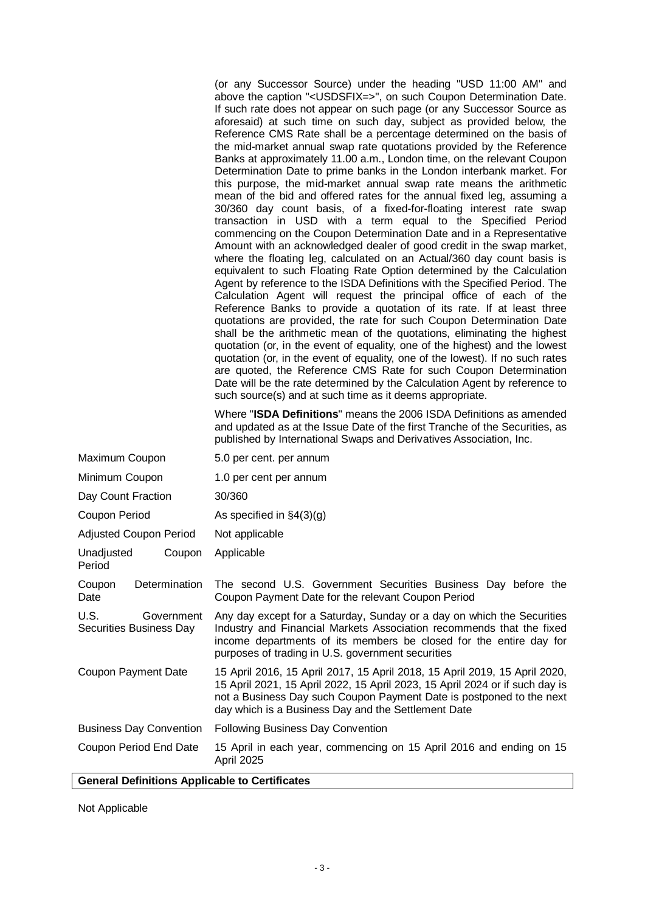| | |
|---|---|
| | (or any Successor Source) under the heading "USD 11:00 AM" and above the caption "<USDSFIX=>", on such Coupon Determination Date. If such rate does not appear on such page (or any Successor Source as aforesaid) at such time on such day, subject as provided below, the Reference CMS Rate shall be a percentage determined on the basis of the mid-market annual swap rate quotations provided by the Reference Banks at approximately 11.00 a.m., London time, on the relevant Coupon Determination Date to prime banks in the London interbank market. For this purpose, the mid-market annual swap rate means the arithmetic mean of the bid and offered rates for the annual fixed leg, assuming a 30/360 day count basis, of a fixed-for-floating interest rate swap transaction in USD with a term equal to the Specified Period commencing on the Coupon Determination Date and in a Representative Amount with an acknowledged dealer of good credit in the swap market, where the floating leg, calculated on an Actual/360 day count basis is equivalent to such Floating Rate Option determined by the Calculation Agent by reference to the ISDA Definitions with the Specified Period. The Calculation Agent will request the principal office of each of the Reference Banks to provide a quotation of its rate. If at least three quotations are provided, the rate for such Coupon Determination Date shall be the arithmetic mean of the quotations, eliminating the highest quotation (or, in the event of equality, one of the highest) and the lowest quotation (or, in the event of equality, one of the lowest). If no such rates are quoted, the Reference CMS Rate for such Coupon Determination Date will be the rate determined by the Calculation Agent by reference to such source(s) and at such time as it deems appropriate.<br><br>Where "**ISDA Definitions**" means the 2006 ISDA Definitions as amended and updated as at the Issue Date of the first Tranche of the Securities, as published by International Swaps and Derivatives Association, Inc. |
| Maximum Coupon | 5.0 per cent. per annum |
| Minimum Coupon | 1.0 per cent per annum |
| Day Count Fraction | 30/360 |
| Coupon Period | As specified in §4(3)(g) |
| Adjusted Coupon Period | Not applicable |
| Unadjusted Coupon Period | Applicable |
| Coupon Determination Date | The second U.S. Government Securities Business Day before the Coupon Payment Date for the relevant Coupon Period |
| U.S. Government Securities Business Day | Any day except for a Saturday, Sunday or a day on which the Securities Industry and Financial Markets Association recommends that the fixed income departments of its members be closed for the entire day for purposes of trading in U.S. government securities |
| Coupon Payment Date | 15 April 2016, 15 April 2017, 15 April 2018, 15 April 2019, 15 April 2020, 15 April 2021, 15 April 2022, 15 April 2023, 15 April 2024 or if such day is not a Business Day such Coupon Payment Date is postponed to the next day which is a Business Day and the Settlement Date |
| Business Day Convention | Following Business Day Convention |
| Coupon Period End Date | 15 April in each year, commencing on 15 April 2016 and ending on 15 April 2025 |

**General Definitions Applicable to Certificates**

Not Applicable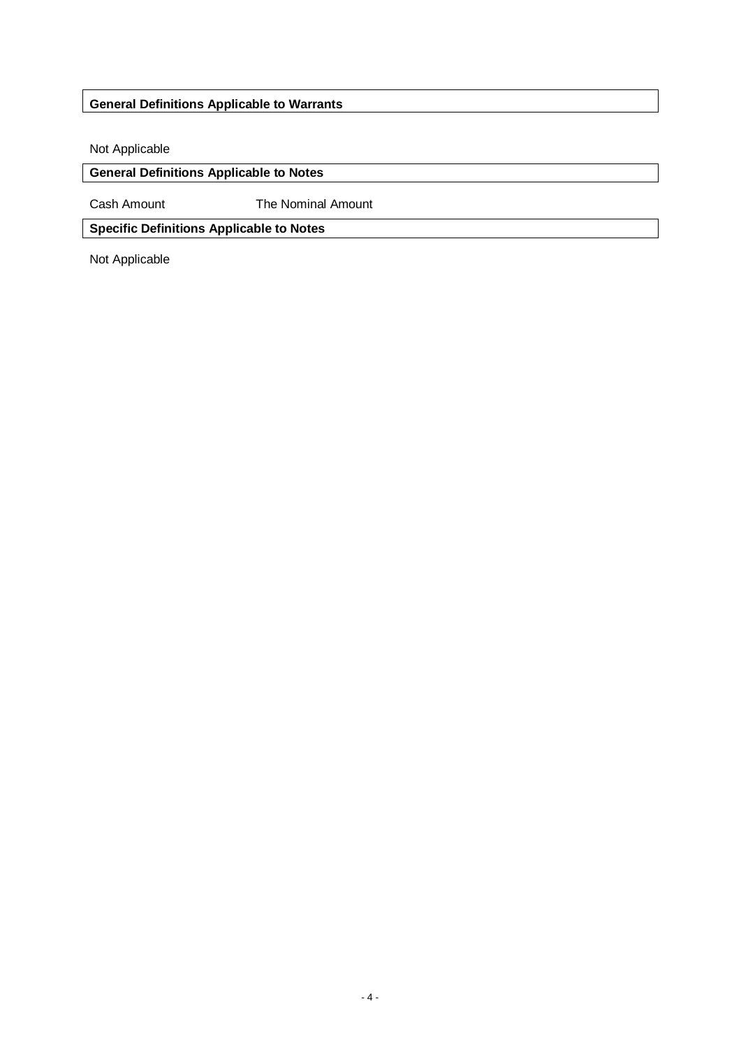**General Definitions Applicable to Warrants**

Not Applicable

**General Definitions Applicable to Notes**

| Cash Amount | The Nominal Amount |
| --- | --- |

**Specific Definitions Applicable to Notes**

Not Applicable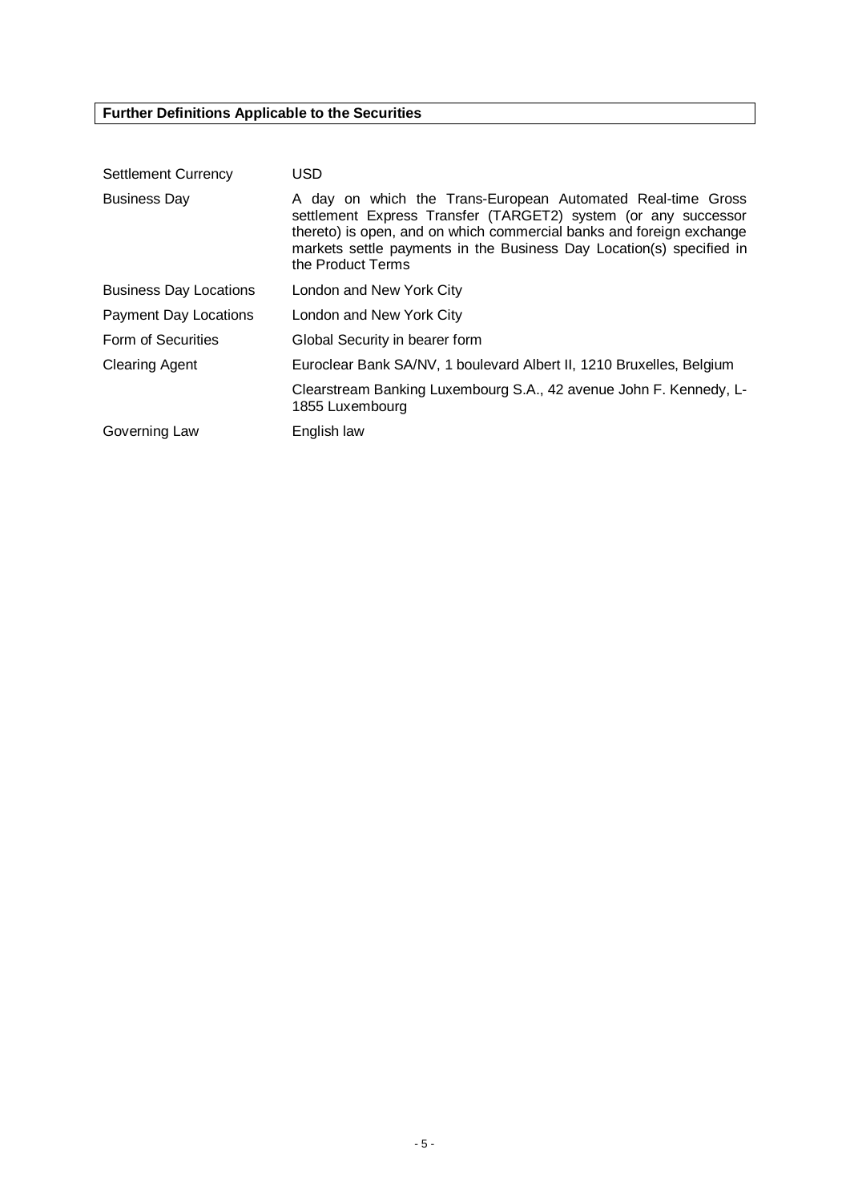**Further Definitions Applicable to the Securities**

| | |
|---|---|
| Settlement Currency | USD |
| Business Day | A day on which the Trans-European Automated Real-time Gross settlement Express Transfer (TARGET2) system (or any successor thereto) is open, and on which commercial banks and foreign exchange markets settle payments in the Business Day Location(s) specified in the Product Terms |
| Business Day Locations | London and New York City |
| Payment Day Locations | London and New York City |
| Form of Securities | Global Security in bearer form |
| Clearing Agent | Euroclear Bank SA/NV, 1 boulevard Albert II, 1210 Bruxelles, Belgium |
| | Clearstream Banking Luxembourg S.A., 42 avenue John F. Kennedy, L-1855 Luxembourg |
| Governing Law | English law |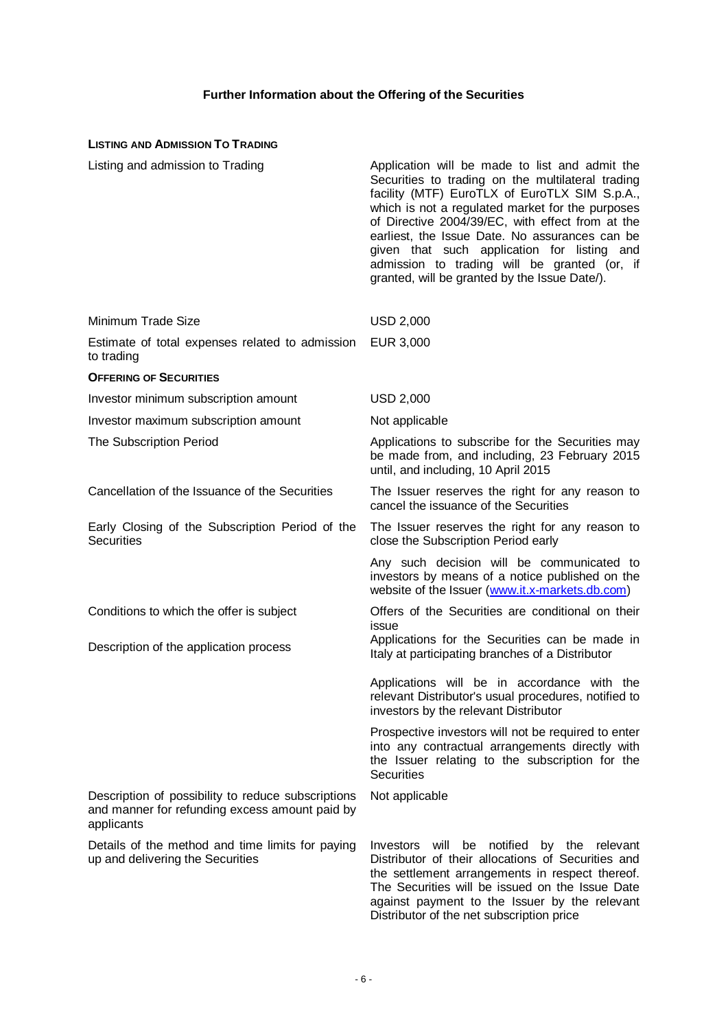## Further Information about the Offering of the Securities

### LISTING AND ADMISSION TO TRADING

| | |
|---|---|
| Listing and admission to Trading | Application will be made to list and admit the Securities to trading on the multilateral trading facility (MTF) EuroTLX of EuroTLX SIM S.p.A., which is not a regulated market for the purposes of Directive 2004/39/EC, with effect from at the earliest, the Issue Date. No assurances can be given that such application for listing and admission to trading will be granted (or, if granted, will be granted by the Issue Date/). |
| Minimum Trade Size | USD 2,000 |
| Estimate of total expenses related to admission to trading | EUR 3,000 |

### OFFERING OF SECURITIES

| | |
|---|---|
| Investor minimum subscription amount | USD 2,000 |
| Investor maximum subscription amount | Not applicable |
| The Subscription Period | Applications to subscribe for the Securities may be made from, and including, 23 February 2015 until, and including, 10 April 2015 |
| Cancellation of the Issuance of the Securities | The Issuer reserves the right for any reason to cancel the issuance of the Securities |
| Early Closing of the Subscription Period of the Securities | The Issuer reserves the right for any reason to close the Subscription Period early<br><br>Any such decision will be communicated to investors by means of a notice published on the website of the Issuer (www.it.x-markets.db.com) |
| Conditions to which the offer is subject | Offers of the Securities are conditional on their issue |
| Description of the application process | Applications for the Securities can be made in Italy at participating branches of a Distributor<br><br>Applications will be in accordance with the relevant Distributor's usual procedures, notified to investors by the relevant Distributor<br><br>Prospective investors will not be required to enter into any contractual arrangements directly with the Issuer relating to the subscription for the Securities |
| Description of possibility to reduce subscriptions and manner for refunding excess amount paid by applicants | Not applicable |
| Details of the method and time limits for paying up and delivering the Securities | Investors will be notified by the relevant Distributor of their allocations of Securities and the settlement arrangements in respect thereof. The Securities will be issued on the Issue Date against payment to the Issuer by the relevant Distributor of the net subscription price |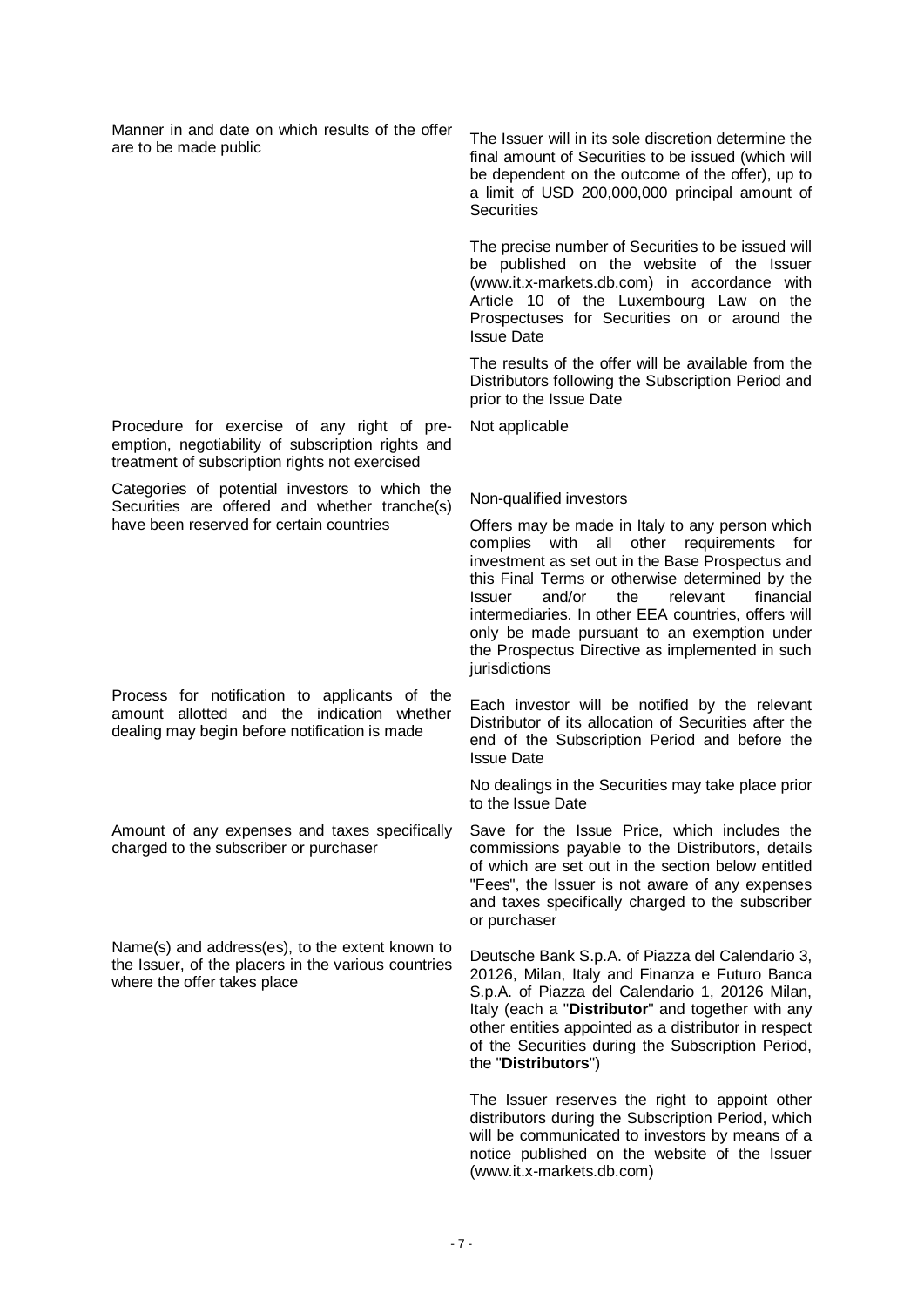| | |
|---|---|
| Manner in and date on which results of the offer are to be made public | The Issuer will in its sole discretion determine the final amount of Securities to be issued (which will be dependent on the outcome of the offer), up to a limit of USD 200,000,000 principal amount of Securities<br><br>The precise number of Securities to be issued will be published on the website of the Issuer (www.it.x-markets.db.com) in accordance with Article 10 of the Luxembourg Law on the Prospectuses for Securities on or around the Issue Date<br><br>The results of the offer will be available from the Distributors following the Subscription Period and prior to the Issue Date |
| Procedure for exercise of any right of pre-emption, negotiability of subscription rights and treatment of subscription rights not exercised | Not applicable |
| Categories of potential investors to which the Securities are offered and whether tranche(s) have been reserved for certain countries | Non-qualified investors<br><br>Offers may be made in Italy to any person which complies with all other requirements for investment as set out in the Base Prospectus and this Final Terms or otherwise determined by the Issuer and/or the relevant financial intermediaries. In other EEA countries, offers will only be made pursuant to an exemption under the Prospectus Directive as implemented in such jurisdictions |
| Process for notification to applicants of the amount allotted and the indication whether dealing may begin before notification is made | Each investor will be notified by the relevant Distributor of its allocation of Securities after the end of the Subscription Period and before the Issue Date<br><br>No dealings in the Securities may take place prior to the Issue Date |
| Amount of any expenses and taxes specifically charged to the subscriber or purchaser | Save for the Issue Price, which includes the commissions payable to the Distributors, details of which are set out in the section below entitled "Fees", the Issuer is not aware of any expenses and taxes specifically charged to the subscriber or purchaser |
| Name(s) and address(es), to the extent known to the Issuer, of the placers in the various countries where the offer takes place | Deutsche Bank S.p.A. of Piazza del Calendario 3, 20126, Milan, Italy and Finanza e Futuro Banca S.p.A. of Piazza del Calendario 1, 20126 Milan, Italy (each a "**Distributor**" and together with any other entities appointed as a distributor in respect of the Securities during the Subscription Period, the "**Distributors**")<br><br>The Issuer reserves the right to appoint other distributors during the Subscription Period, which will be communicated to investors by means of a notice published on the website of the Issuer (www.it.x-markets.db.com) |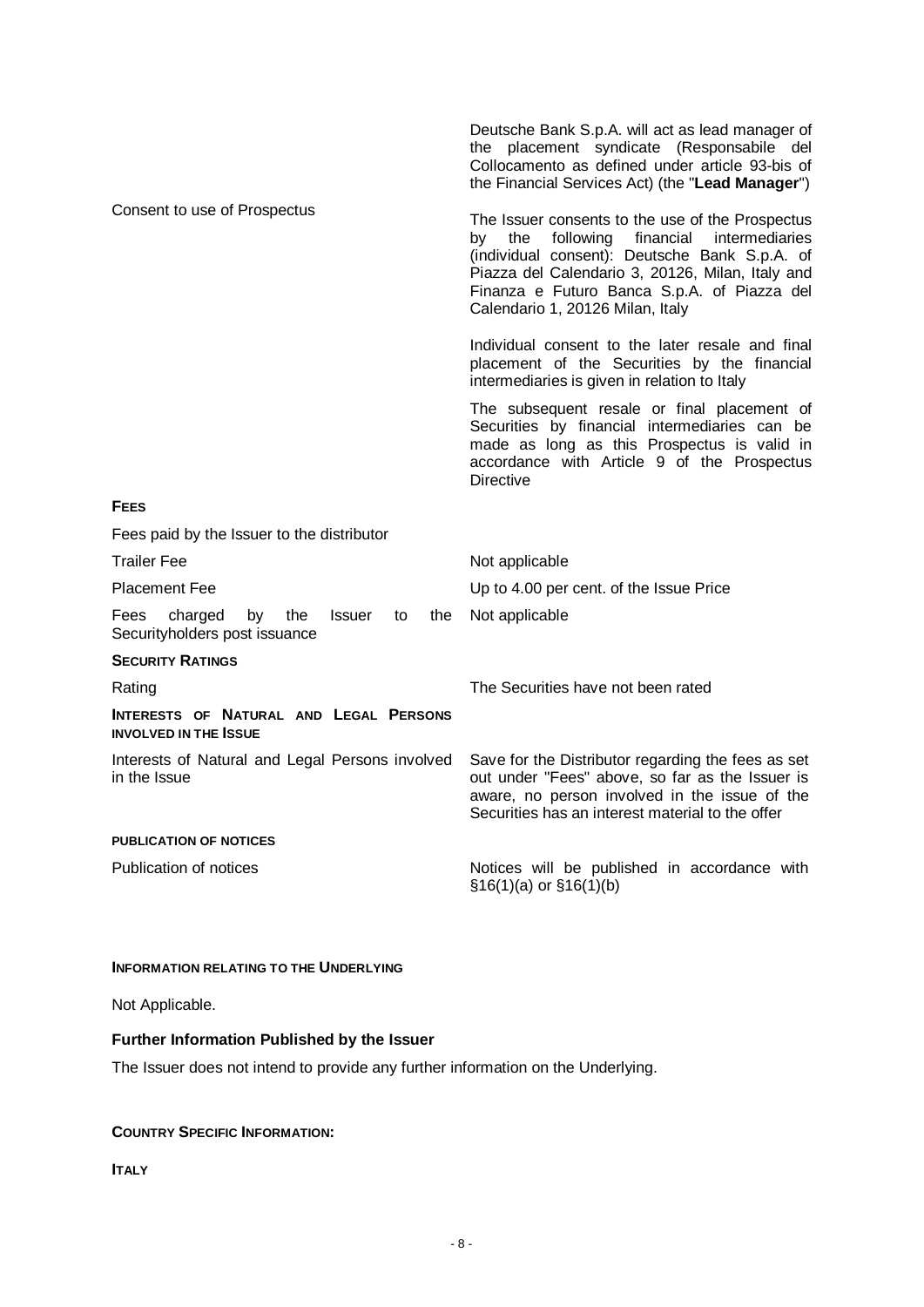| | |
|---|---|
| | Deutsche Bank S.p.A. will act as lead manager of the placement syndicate (Responsabile del Collocamento as defined under article 93-bis of the Financial Services Act) (the "**Lead Manager**") |
| Consent to use of Prospectus | The Issuer consents to the use of the Prospectus by the following financial intermediaries (individual consent): Deutsche Bank S.p.A. of Piazza del Calendario 3, 20126, Milan, Italy and Finanza e Futuro Banca S.p.A. of Piazza del Calendario 1, 20126 Milan, Italy |
| | Individual consent to the later resale and final placement of the Securities by the financial intermediaries is given in relation to Italy |
| | The subsequent resale or final placement of Securities by financial intermediaries can be made as long as this Prospectus is valid in accordance with Article 9 of the Prospectus Directive |
| **FEES** | |
| Fees paid by the Issuer to the distributor | |
| Trailer Fee | Not applicable |
| Placement Fee | Up to 4.00 per cent. of the Issue Price |
| Fees charged by the Issuer to the Securityholders post issuance | Not applicable |
| **SECURITY RATINGS** | |
| Rating | The Securities have not been rated |
| **INTERESTS OF NATURAL AND LEGAL PERSONS INVOLVED IN THE ISSUE** | |
| Interests of Natural and Legal Persons involved in the Issue | Save for the Distributor regarding the fees as set out under "Fees" above, so far as the Issuer is aware, no person involved in the issue of the Securities has an interest material to the offer |
| **PUBLICATION OF NOTICES** | |
| Publication of notices | Notices will be published in accordance with §16(1)(a) or §16(1)(b) |

**INFORMATION RELATING TO THE UNDERLYING**

Not Applicable.

**Further Information Published by the Issuer**

The Issuer does not intend to provide any further information on the Underlying.

**COUNTRY SPECIFIC INFORMATION:**

**ITALY**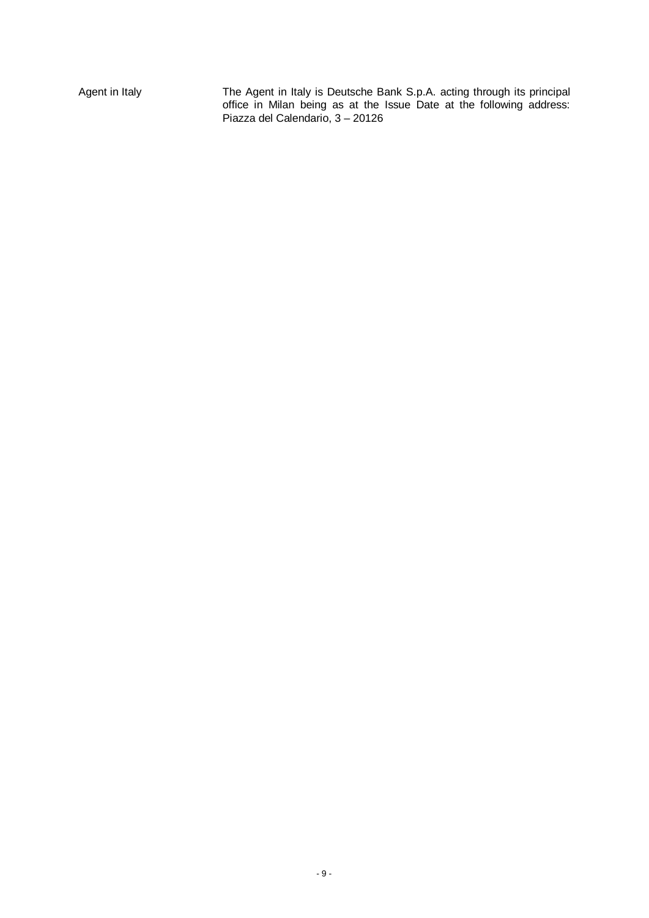| | |
|---|---|
| Agent in Italy | The Agent in Italy is Deutsche Bank S.p.A. acting through its principal office in Milan being as at the Issue Date at the following address: Piazza del Calendario, 3 – 20126 |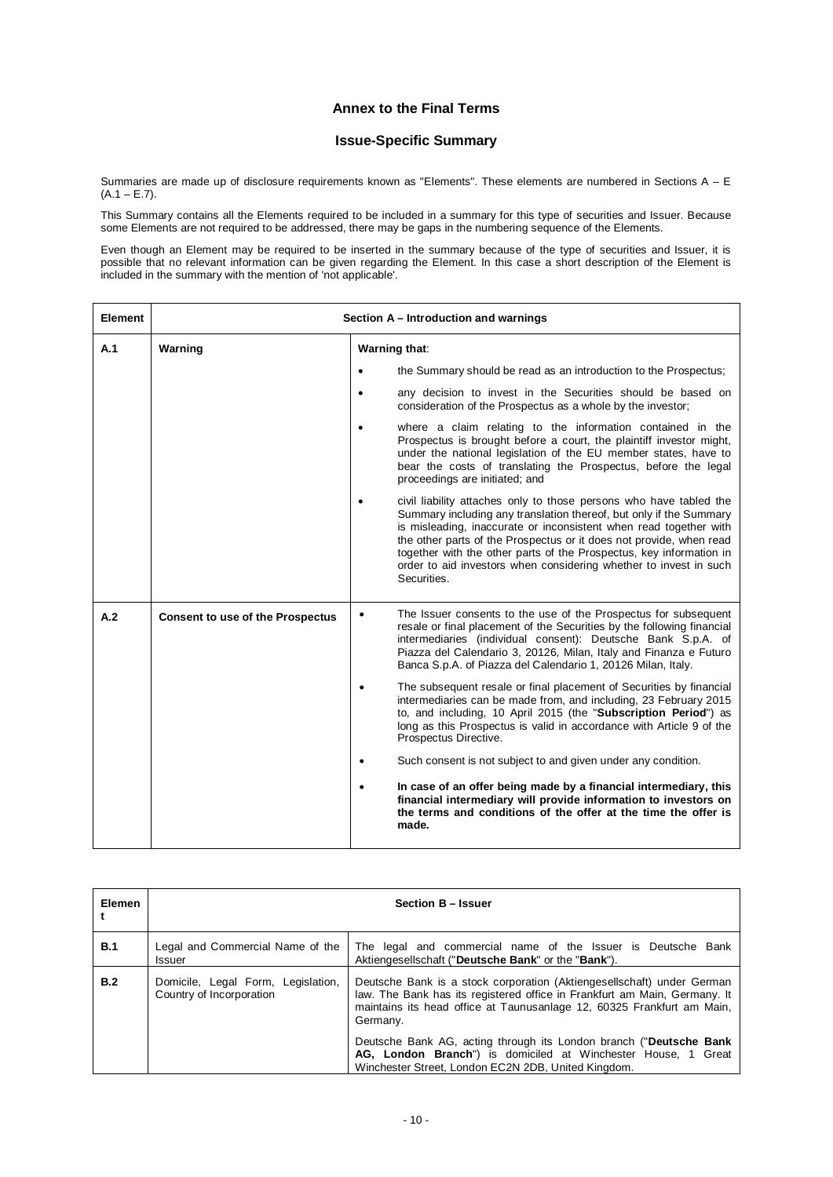## Annex to the Final Terms

## Issue-Specific Summary

Summaries are made up of disclosure requirements known as "Elements". These elements are numbered in Sections A – E (A.1 – E.7).

This Summary contains all the Elements required to be included in a summary for this type of securities and Issuer. Because some Elements are not required to be addressed, there may be gaps in the numbering sequence of the Elements.

Even though an Element may be required to be inserted in the summary because of the type of securities and Issuer, it is possible that no relevant information can be given regarding the Element. In this case a short description of the Element is included in the summary with the mention of 'not applicable'.

| Element | Section A – Introduction and warnings | |
|---|---|---|
| A.1 | **Warning** | **Warning that**:<br>• the Summary should be read as an introduction to the Prospectus;<br>• any decision to invest in the Securities should be based on consideration of the Prospectus as a whole by the investor;<br>• where a claim relating to the information contained in the Prospectus is brought before a court, the plaintiff investor might, under the national legislation of the EU member states, have to bear the costs of translating the Prospectus, before the legal proceedings are initiated; and<br>• civil liability attaches only to those persons who have tabled the Summary including any translation thereof, but only if the Summary is misleading, inaccurate or inconsistent when read together with the other parts of the Prospectus or it does not provide, when read together with the other parts of the Prospectus, key information in order to aid investors when considering whether to invest in such Securities. |
| A.2 | **Consent to use of the Prospectus** | • The Issuer consents to the use of the Prospectus for subsequent resale or final placement of the Securities by the following financial intermediaries (individual consent): Deutsche Bank S.p.A. of Piazza del Calendario 3, 20126, Milan, Italy and Finanza e Futuro Banca S.p.A. of Piazza del Calendario 1, 20126 Milan, Italy.<br>• The subsequent resale or final placement of Securities by financial intermediaries can be made from, and including, 23 February 2015 to, and including, 10 April 2015 (the "**Subscription Period**") as long as this Prospectus is valid in accordance with Article 9 of the Prospectus Directive.<br>• Such consent is not subject to and given under any condition.<br>• **In case of an offer being made by a financial intermediary, this financial intermediary will provide information to investors on the terms and conditions of the offer at the time the offer is made.** |

| Element | Section B – Issuer | |
|---|---|---|
| B.1 | Legal and Commercial Name of the Issuer | The legal and commercial name of the Issuer is Deutsche Bank Aktiengesellschaft ("**Deutsche Bank**" or the "**Bank**"). |
| B.2 | Domicile, Legal Form, Legislation, Country of Incorporation | Deutsche Bank is a stock corporation (Aktiengesellschaft) under German law. The Bank has its registered office in Frankfurt am Main, Germany. It maintains its head office at Taunusanlage 12, 60325 Frankfurt am Main, Germany.<br><br>Deutsche Bank AG, acting through its London branch ("**Deutsche Bank AG, London Branch**") is domiciled at Winchester House, 1 Great Winchester Street, London EC2N 2DB, United Kingdom. |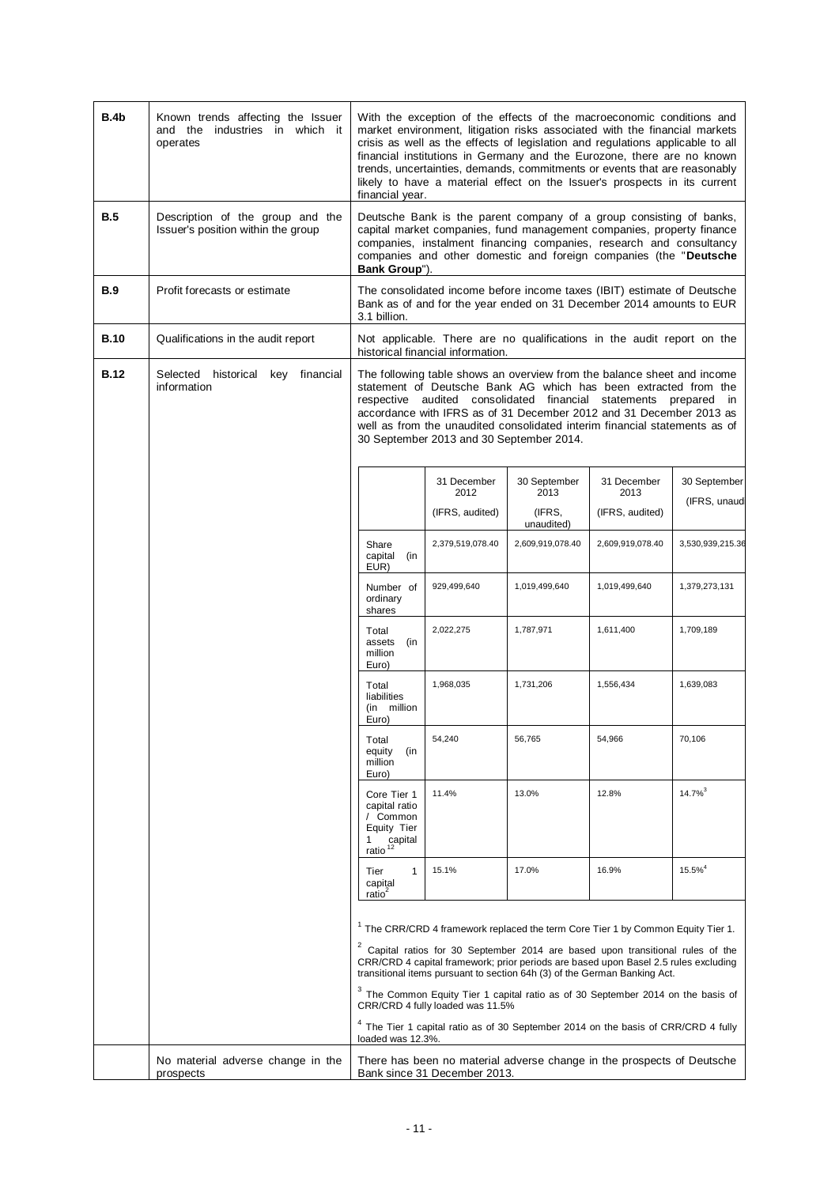| | | |
|---|---|---|
| **B.4b** | Known trends affecting the Issuer and the industries in which it operates | With the exception of the effects of the macroeconomic conditions and market environment, litigation risks associated with the financial markets crisis as well as the effects of legislation and regulations applicable to all financial institutions in Germany and the Eurozone, there are no known trends, uncertainties, demands, commitments or events that are reasonably likely to have a material effect on the Issuer's prospects in its current financial year. |
| **B.5** | Description of the group and the Issuer's position within the group | Deutsche Bank is the parent company of a group consisting of banks, capital market companies, fund management companies, property finance companies, instalment financing companies, research and consultancy companies and other domestic and foreign companies (the "**Deutsche Bank Group**"). |
| **B.9** | Profit forecasts or estimate | The consolidated income before income taxes (IBIT) estimate of Deutsche Bank as of and for the year ended on 31 December 2014 amounts to EUR 3.1 billion. |
| **B.10** | Qualifications in the audit report | Not applicable. There are no qualifications in the audit report on the historical financial information. |
| **B.12** | Selected historical key financial information | The following table shows an overview from the balance sheet and income statement of Deutsche Bank AG which has been extracted from the respective audited consolidated financial statements prepared in accordance with IFRS as of 31 December 2012 and 31 December 2013 as well as from the unaudited consolidated interim financial statements as of 30 September 2013 and 30 September 2014. |

| | 31 December 2012 (IFRS, audited) | 30 September 2013 (IFRS, unaudited) | 31 December 2013 (IFRS, audited) | 30 September (IFRS, unaud |
|---|---|---|---|---|
| Share capital (in EUR) | 2,379,519,078.40 | 2,609,919,078.40 | 2,609,919,078.40 | 3,530,939,215.36 |
| Number of ordinary shares | 929,499,640 | 1,019,499,640 | 1,019,499,640 | 1,379,273,131 |
| Total assets (in million Euro) | 2,022,275 | 1,787,971 | 1,611,400 | 1,709,189 |
| Total liabilities (in million Euro) | 1,968,035 | 1,731,206 | 1,556,434 | 1,639,083 |
| Total equity (in million Euro) | 54,240 | 56,765 | 54,966 | 70,106 |
| Core Tier 1 capital ratio / Common Equity Tier 1 capital ratio [1][2] | 11.4% | 13.0% | 12.8% | 14.7%[3] |
| Tier 1 capital ratio[2] | 15.1% | 17.0% | 16.9% | 15.5%[4] |

[1] The CRR/CRD 4 framework replaced the term Core Tier 1 by Common Equity Tier 1.

[2] Capital ratios for 30 September 2014 are based upon transitional rules of the CRR/CRD 4 capital framework; prior periods are based upon Basel 2.5 rules excluding transitional items pursuant to section 64h (3) of the German Banking Act.

[3] The Common Equity Tier 1 capital ratio as of 30 September 2014 on the basis of CRR/CRD 4 fully loaded was 11.5%

[4] The Tier 1 capital ratio as of 30 September 2014 on the basis of CRR/CRD 4 fully loaded was 12.3%.

| | | |
|---|---|---|
| | No material adverse change in the prospects | There has been no material adverse change in the prospects of Deutsche Bank since 31 December 2013. |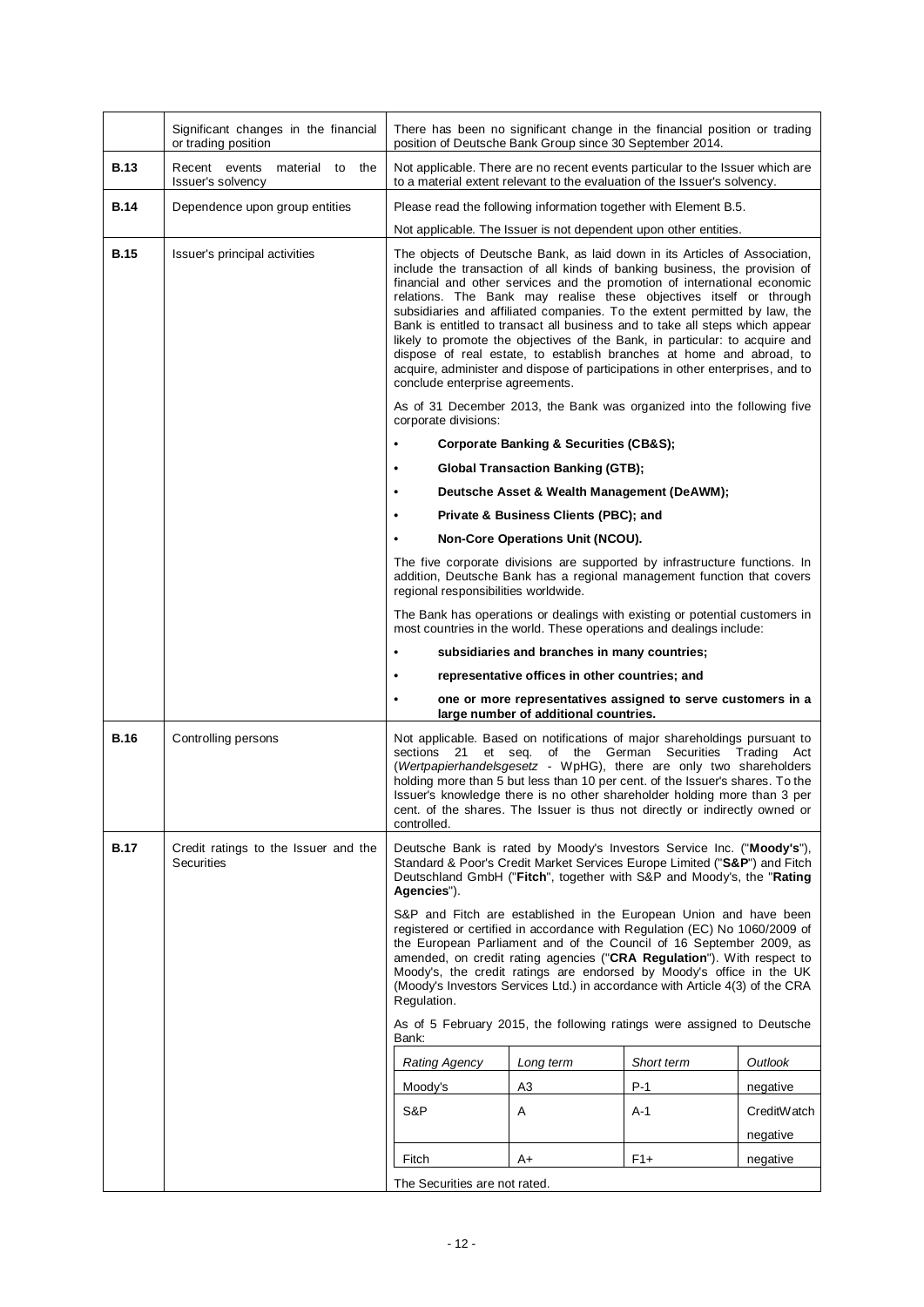| | | |
|---|---|---|
| | Significant changes in the financial or trading position | There has been no significant change in the financial position or trading position of Deutsche Bank Group since 30 September 2014. |
| **B.13** | Recent events material to the Issuer's solvency | Not applicable. There are no recent events particular to the Issuer which are to a material extent relevant to the evaluation of the Issuer's solvency. |
| **B.14** | Dependence upon group entities | Please read the following information together with Element B.5.<br><br>Not applicable. The Issuer is not dependent upon other entities. |
| **B.15** | Issuer's principal activities | The objects of Deutsche Bank, as laid down in its Articles of Association, include the transaction of all kinds of banking business, the provision of financial and other services and the promotion of international economic relations. The Bank may realise these objectives itself or through subsidiaries and affiliated companies. To the extent permitted by law, the Bank is entitled to transact all business and to take all steps which appear likely to promote the objectives of the Bank, in particular: to acquire and dispose of real estate, to establish branches at home and abroad, to acquire, administer and dispose of participations in other enterprises, and to conclude enterprise agreements.<br><br>As of 31 December 2013, the Bank was organized into the following five corporate divisions:<br><br>• **Corporate Banking & Securities (CB&S);**<br>• **Global Transaction Banking (GTB);**<br>• **Deutsche Asset & Wealth Management (DeAWM);**<br>• **Private & Business Clients (PBC); and**<br>• **Non-Core Operations Unit (NCOU).**<br><br>The five corporate divisions are supported by infrastructure functions. In addition, Deutsche Bank has a regional management function that covers regional responsibilities worldwide.<br><br>The Bank has operations or dealings with existing or potential customers in most countries in the world. These operations and dealings include:<br><br>• **subsidiaries and branches in many countries;**<br>• **representative offices in other countries; and**<br>• **one or more representatives assigned to serve customers in a large number of additional countries.** |
| **B.16** | Controlling persons | Not applicable. Based on notifications of major shareholdings pursuant to sections 21 et seq. of the German Securities Trading Act (*Wertpapierhandelsgesetz* - WpHG), there are only two shareholders holding more than 5 but less than 10 per cent. of the Issuer's shares. To the Issuer's knowledge there is no other shareholder holding more than 3 per cent. of the shares. The Issuer is thus not directly or indirectly owned or controlled. |
| **B.17** | Credit ratings to the Issuer and the Securities | Deutsche Bank is rated by Moody's Investors Service Inc. ("**Moody's**"), Standard & Poor's Credit Market Services Europe Limited ("**S&P**") and Fitch Deutschland GmbH ("**Fitch**", together with S&P and Moody's, the "**Rating Agencies**").<br><br>S&P and Fitch are established in the European Union and have been registered or certified in accordance with Regulation (EC) No 1060/2009 of the European Parliament and of the Council of 16 September 2009, as amended, on credit rating agencies ("**CRA Regulation**"). With respect to Moody's, the credit ratings are endorsed by Moody's office in the UK (Moody's Investors Services Ltd.) in accordance with Article 4(3) of the CRA Regulation.<br><br>As of 5 February 2015, the following ratings were assigned to Deutsche Bank:<br><br>*Rating Agency* / *Long term* / *Short term* / *Outlook*<br>Moody's / A3 / P-1 / negative<br>S&P / A / A-1 / CreditWatch negative<br>Fitch / A+ / F1+ / negative<br><br>The Securities are not rated. |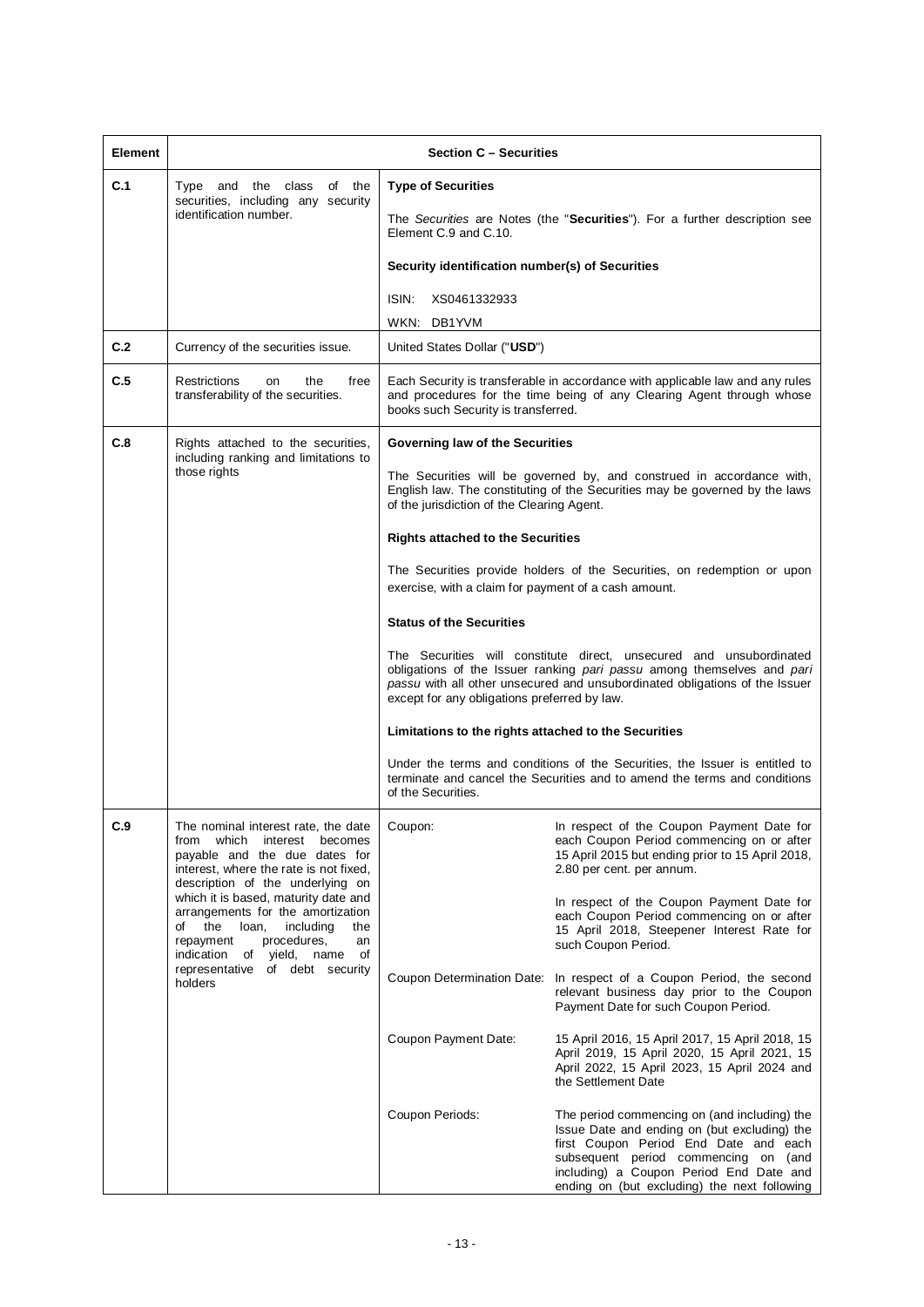| Element | Section C – Securities | | |
|---|---|---|---|
| C.1 | Type and the class of the securities, including any security identification number. | **Type of Securities**<br><br>The *Securities* are Notes (the "**Securities**"). For a further description see Element C.9 and C.10.<br><br>**Security identification number(s) of Securities**<br><br>ISIN: XS0461332933<br><br>WKN: DB1YVM | |
| C.2 | Currency of the securities issue. | United States Dollar ("**USD**") | |
| C.5 | Restrictions on the free transferability of the securities. | Each Security is transferable in accordance with applicable law and any rules and procedures for the time being of any Clearing Agent through whose books such Security is transferred. | |
| C.8 | Rights attached to the securities, including ranking and limitations to those rights | **Governing law of the Securities**<br><br>The Securities will be governed by, and construed in accordance with, English law. The constituting of the Securities may be governed by the laws of the jurisdiction of the Clearing Agent.<br><br>**Rights attached to the Securities**<br><br>The Securities provide holders of the Securities, on redemption or upon exercise, with a claim for payment of a cash amount.<br><br>**Status of the Securities**<br><br>The Securities will constitute direct, unsecured and unsubordinated obligations of the Issuer ranking *pari passu* among themselves and *pari passu* with all other unsecured and unsubordinated obligations of the Issuer except for any obligations preferred by law.<br><br>**Limitations to the rights attached to the Securities**<br><br>Under the terms and conditions of the Securities, the Issuer is entitled to terminate and cancel the Securities and to amend the terms and conditions of the Securities. | |
| C.9 | The nominal interest rate, the date from which interest becomes payable and the due dates for interest, where the rate is not fixed, description of the underlying on which it is based, maturity date and arrangements for the amortization of the loan, including the repayment procedures, an indication of yield, name of representative of debt security holders | Coupon: | In respect of the Coupon Payment Date for each Coupon Period commencing on or after 15 April 2015 but ending prior to 15 April 2018, 2.80 per cent. per annum.<br><br>In respect of the Coupon Payment Date for each Coupon Period commencing on or after 15 April 2018, Steepener Interest Rate for such Coupon Period. |
| | | Coupon Determination Date: | In respect of a Coupon Period, the second relevant business day prior to the Coupon Payment Date for such Coupon Period. |
| | | Coupon Payment Date: | 15 April 2016, 15 April 2017, 15 April 2018, 15 April 2019, 15 April 2020, 15 April 2021, 15 April 2022, 15 April 2023, 15 April 2024 and the Settlement Date |
| | | Coupon Periods: | The period commencing on (and including) the Issue Date and ending on (but excluding) the first Coupon Period End Date and each subsequent period commencing on (and including) a Coupon Period End Date and ending on (but excluding) the next following |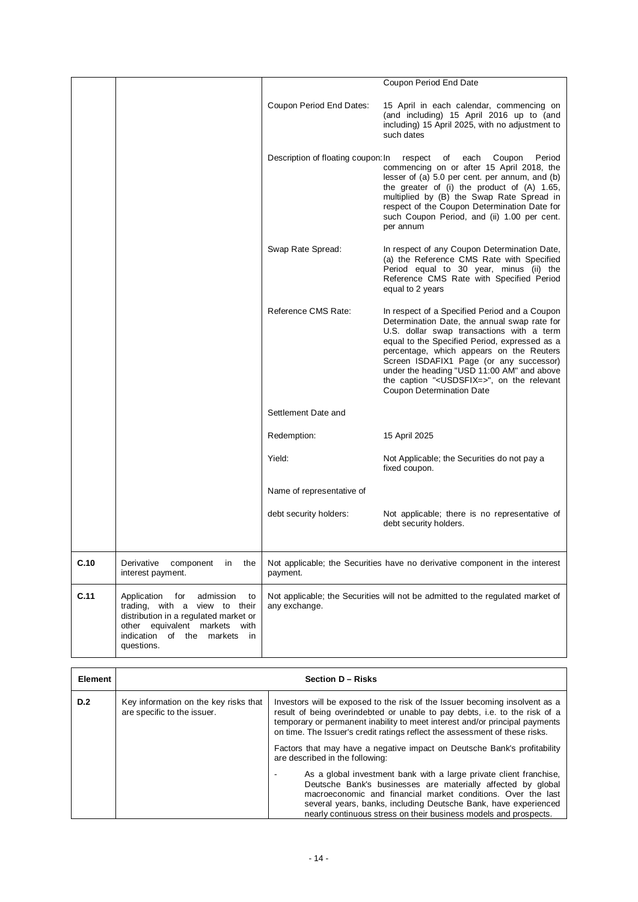| | | | |
|---|---|---|---|
| | | | Coupon Period End Date |
| | | Coupon Period End Dates: | 15 April in each calendar, commencing on (and including) 15 April 2016 up to (and including) 15 April 2025, with no adjustment to such dates |
| | | Description of floating coupon: | In respect of each Coupon Period commencing on or after 15 April 2018, the lesser of (a) 5.0 per cent. per annum, and (b) the greater of (i) the product of (A) 1.65, multiplied by (B) the Swap Rate Spread in respect of the Coupon Determination Date for such Coupon Period, and (ii) 1.00 per cent. per annum |
| | | Swap Rate Spread: | In respect of any Coupon Determination Date, (a) the Reference CMS Rate with Specified Period equal to 30 year, minus (ii) the Reference CMS Rate with Specified Period equal to 2 years |
| | | Reference CMS Rate: | In respect of a Specified Period and a Coupon Determination Date, the annual swap rate for U.S. dollar swap transactions with a term equal to the Specified Period, expressed as a percentage, which appears on the Reuters Screen ISDAFIX1 Page (or any successor) under the heading "USD 11:00 AM" and above the caption "<USDSFIX=>", on the relevant Coupon Determination Date |
| | | Settlement Date and Redemption: | 15 April 2025 |
| | | Yield: | Not Applicable; the Securities do not pay a fixed coupon. |
| | | Name of representative of debt security holders: | Not applicable; there is no representative of debt security holders. |
| **C.10** | Derivative component in the interest payment. | Not applicable; the Securities have no derivative component in the interest payment. | |
| **C.11** | Application for admission to trading, with a view to their distribution in a regulated market or other equivalent markets with indication of the markets in questions. | Not applicable; the Securities will not be admitted to the regulated market of any exchange. | |

| Element | Section D – Risks | |
|---|---|---|
| **D.2** | Key information on the key risks that are specific to the issuer. | Investors will be exposed to the risk of the Issuer becoming insolvent as a result of being overindebted or unable to pay debts, i.e. to the risk of a temporary or permanent inability to meet interest and/or principal payments on time. The Issuer's credit ratings reflect the assessment of these risks.<br><br>Factors that may have a negative impact on Deutsche Bank's profitability are described in the following:<br><br>- As a global investment bank with a large private client franchise, Deutsche Bank's businesses are materially affected by global macroeconomic and financial market conditions. Over the last several years, banks, including Deutsche Bank, have experienced nearly continuous stress on their business models and prospects. |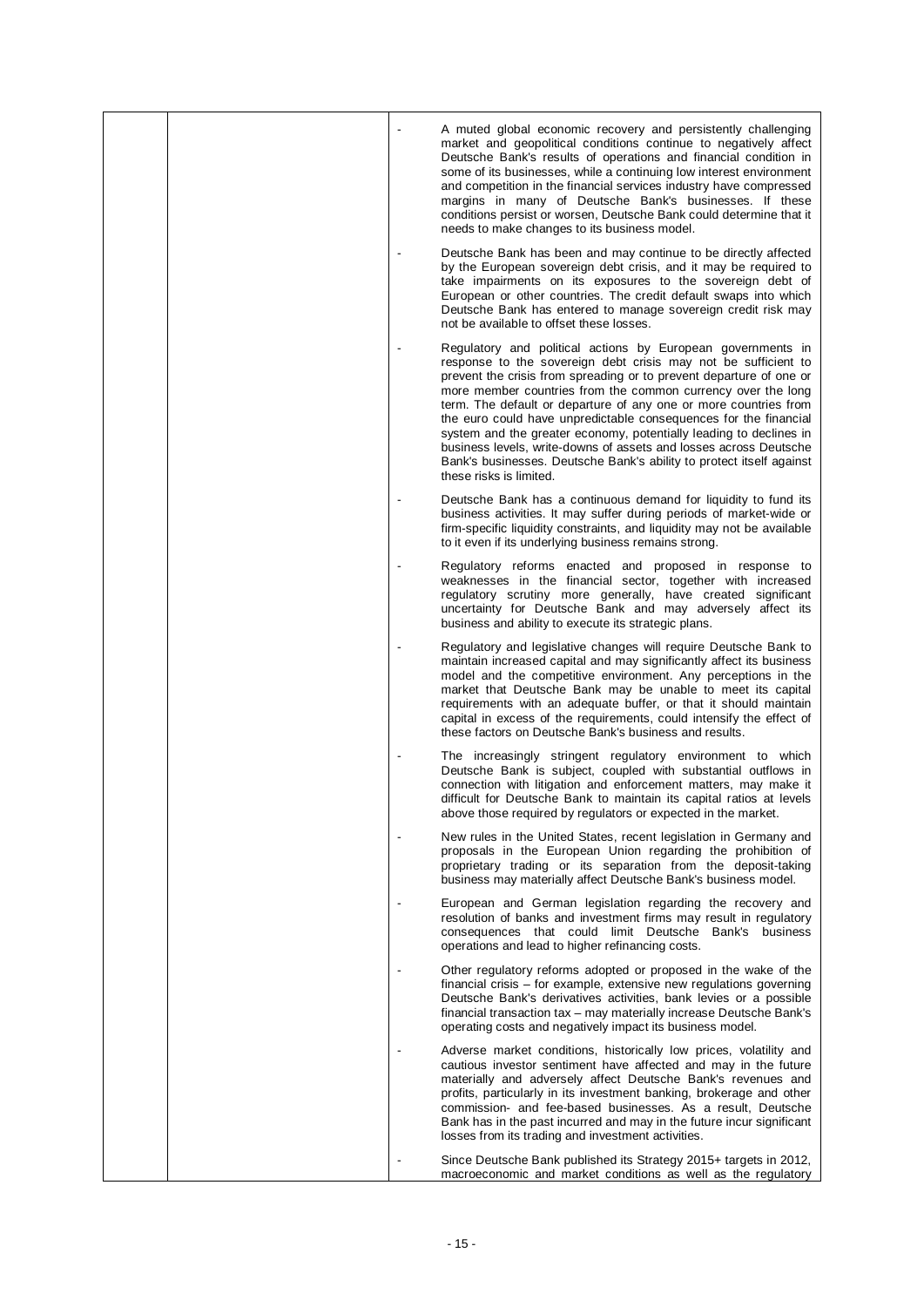| | | - A muted global economic recovery and persistently challenging market and geopolitical conditions continue to negatively affect Deutsche Bank's results of operations and financial condition in some of its businesses, while a continuing low interest environment and competition in the financial services industry have compressed margins in many of Deutsche Bank's businesses. If these conditions persist or worsen, Deutsche Bank could determine that it needs to make changes to its business model.<br><br>- Deutsche Bank has been and may continue to be directly affected by the European sovereign debt crisis, and it may be required to take impairments on its exposures to the sovereign debt of European or other countries. The credit default swaps into which Deutsche Bank has entered to manage sovereign credit risk may not be available to offset these losses.<br><br>- Regulatory and political actions by European governments in response to the sovereign debt crisis may not be sufficient to prevent the crisis from spreading or to prevent departure of one or more member countries from the common currency over the long term. The default or departure of any one or more countries from the euro could have unpredictable consequences for the financial system and the greater economy, potentially leading to declines in business levels, write-downs of assets and losses across Deutsche Bank's businesses. Deutsche Bank's ability to protect itself against these risks is limited.<br><br>- Deutsche Bank has a continuous demand for liquidity to fund its business activities. It may suffer during periods of market-wide or firm-specific liquidity constraints, and liquidity may not be available to it even if its underlying business remains strong.<br><br>- Regulatory reforms enacted and proposed in response to weaknesses in the financial sector, together with increased regulatory scrutiny more generally, have created significant uncertainty for Deutsche Bank and may adversely affect its business and ability to execute its strategic plans.<br><br>- Regulatory and legislative changes will require Deutsche Bank to maintain increased capital and may significantly affect its business model and the competitive environment. Any perceptions in the market that Deutsche Bank may be unable to meet its capital requirements with an adequate buffer, or that it should maintain capital in excess of the requirements, could intensify the effect of these factors on Deutsche Bank's business and results.<br><br>- The increasingly stringent regulatory environment to which Deutsche Bank is subject, coupled with substantial outflows in connection with litigation and enforcement matters, may make it difficult for Deutsche Bank to maintain its capital ratios at levels above those required by regulators or expected in the market.<br><br>- New rules in the United States, recent legislation in Germany and proposals in the European Union regarding the prohibition of proprietary trading or its separation from the deposit-taking business may materially affect Deutsche Bank's business model.<br><br>- European and German legislation regarding the recovery and resolution of banks and investment firms may result in regulatory consequences that could limit Deutsche Bank's business operations and lead to higher refinancing costs.<br><br>- Other regulatory reforms adopted or proposed in the wake of the financial crisis – for example, extensive new regulations governing Deutsche Bank's derivatives activities, bank levies or a possible financial transaction tax – may materially increase Deutsche Bank's operating costs and negatively impact its business model.<br><br>- Adverse market conditions, historically low prices, volatility and cautious investor sentiment have affected and may in the future materially and adversely affect Deutsche Bank's revenues and profits, particularly in its investment banking, brokerage and other commission- and fee-based businesses. As a result, Deutsche Bank has in the past incurred and may in the future incur significant losses from its trading and investment activities.<br><br>- Since Deutsche Bank published its Strategy 2015+ targets in 2012, macroeconomic and market conditions as well as the regulatory |
|---|---|---|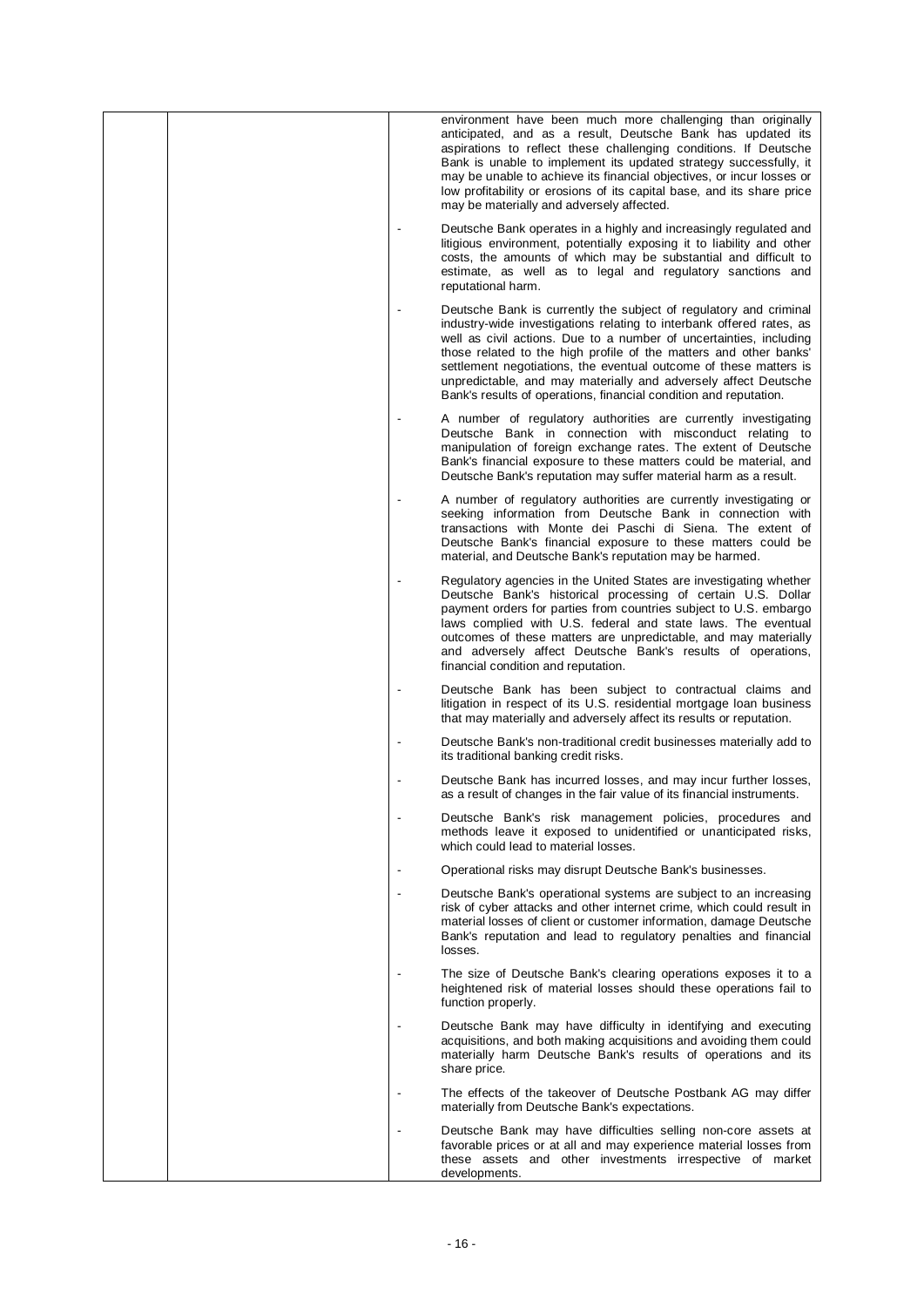| | | environment have been much more challenging than originally anticipated, and as a result, Deutsche Bank has updated its aspirations to reflect these challenging conditions. If Deutsche Bank is unable to implement its updated strategy successfully, it may be unable to achieve its financial objectives, or incur losses or low profitability or erosions of its capital base, and its share price may be materially and adversely affected. |
|---|---|---|
| | | - Deutsche Bank operates in a highly and increasingly regulated and litigious environment, potentially exposing it to liability and other costs, the amounts of which may be substantial and difficult to estimate, as well as to legal and regulatory sanctions and reputational harm. |
| | | - Deutsche Bank is currently the subject of regulatory and criminal industry-wide investigations relating to interbank offered rates, as well as civil actions. Due to a number of uncertainties, including those related to the high profile of the matters and other banks' settlement negotiations, the eventual outcome of these matters is unpredictable, and may materially and adversely affect Deutsche Bank's results of operations, financial condition and reputation. |
| | | - A number of regulatory authorities are currently investigating Deutsche Bank in connection with misconduct relating to manipulation of foreign exchange rates. The extent of Deutsche Bank's financial exposure to these matters could be material, and Deutsche Bank's reputation may suffer material harm as a result. |
| | | - A number of regulatory authorities are currently investigating or seeking information from Deutsche Bank in connection with transactions with Monte dei Paschi di Siena. The extent of Deutsche Bank's financial exposure to these matters could be material, and Deutsche Bank's reputation may be harmed. |
| | | - Regulatory agencies in the United States are investigating whether Deutsche Bank's historical processing of certain U.S. Dollar payment orders for parties from countries subject to U.S. embargo laws complied with U.S. federal and state laws. The eventual outcomes of these matters are unpredictable, and may materially and adversely affect Deutsche Bank's results of operations, financial condition and reputation. |
| | | - Deutsche Bank has been subject to contractual claims and litigation in respect of its U.S. residential mortgage loan business that may materially and adversely affect its results or reputation. |
| | | - Deutsche Bank's non-traditional credit businesses materially add to its traditional banking credit risks. |
| | | - Deutsche Bank has incurred losses, and may incur further losses, as a result of changes in the fair value of its financial instruments. |
| | | - Deutsche Bank's risk management policies, procedures and methods leave it exposed to unidentified or unanticipated risks, which could lead to material losses. |
| | | - Operational risks may disrupt Deutsche Bank's businesses. |
| | | - Deutsche Bank's operational systems are subject to an increasing risk of cyber attacks and other internet crime, which could result in material losses of client or customer information, damage Deutsche Bank's reputation and lead to regulatory penalties and financial losses. |
| | | - The size of Deutsche Bank's clearing operations exposes it to a heightened risk of material losses should these operations fail to function properly. |
| | | - Deutsche Bank may have difficulty in identifying and executing acquisitions, and both making acquisitions and avoiding them could materially harm Deutsche Bank's results of operations and its share price. |
| | | - The effects of the takeover of Deutsche Postbank AG may differ materially from Deutsche Bank's expectations. |
| | | - Deutsche Bank may have difficulties selling non-core assets at favorable prices or at all and may experience material losses from these assets and other investments irrespective of market developments. |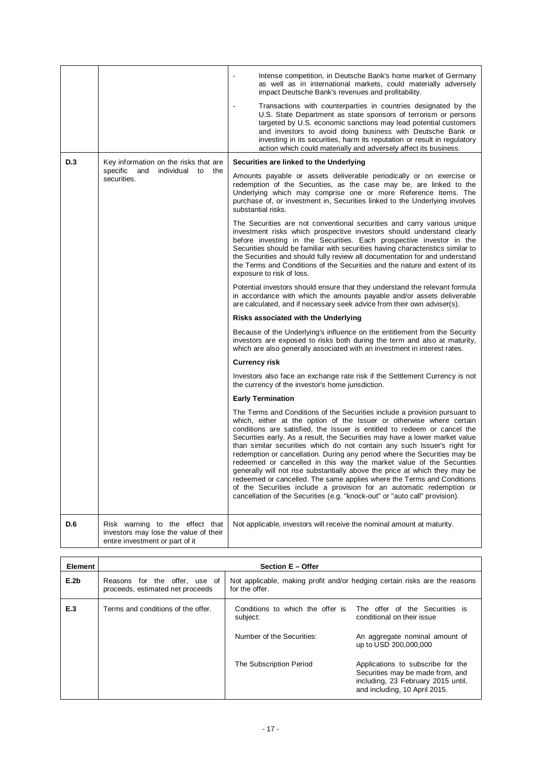| | | |
|---|---|---|
| | | - Intense competition, in Deutsche Bank's home market of Germany as well as in international markets, could materially adversely impact Deutsche Bank's revenues and profitability.<br><br>- Transactions with counterparties in countries designated by the U.S. State Department as state sponsors of terrorism or persons targeted by U.S. economic sanctions may lead potential customers and investors to avoid doing business with Deutsche Bank or investing in its securities, harm its reputation or result in regulatory action which could materially and adversely affect its business. |
| **D.3** | Key information on the risks that are specific and individual to the securities. | **Securities are linked to the Underlying**<br><br>Amounts payable or assets deliverable periodically or on exercise or redemption of the Securities, as the case may be, are linked to the Underlying which may comprise one or more Reference Items. The purchase of, or investment in, Securities linked to the Underlying involves substantial risks.<br><br>The Securities are not conventional securities and carry various unique investment risks which prospective investors should understand clearly before investing in the Securities. Each prospective investor in the Securities should be familiar with securities having characteristics similar to the Securities and should fully review all documentation for and understand the Terms and Conditions of the Securities and the nature and extent of its exposure to risk of loss.<br><br>Potential investors should ensure that they understand the relevant formula in accordance with which the amounts payable and/or assets deliverable are calculated, and if necessary seek advice from their own adviser(s).<br><br>**Risks associated with the Underlying**<br><br>Because of the Underlying's influence on the entitlement from the Security investors are exposed to risks both during the term and also at maturity, which are also generally associated with an investment in interest rates.<br><br>**Currency risk**<br><br>Investors also face an exchange rate risk if the Settlement Currency is not the currency of the investor's home jurisdiction.<br><br>**Early Termination**<br><br>The Terms and Conditions of the Securities include a provision pursuant to which, either at the option of the Issuer or otherwise where certain conditions are satisfied, the Issuer is entitled to redeem or cancel the Securities early. As a result, the Securities may have a lower market value than similar securities which do not contain any such Issuer's right for redemption or cancellation. During any period where the Securities may be redeemed or cancelled in this way the market value of the Securities generally will not rise substantially above the price at which they may be redeemed or cancelled. The same applies where the Terms and Conditions of the Securities include a provision for an automatic redemption or cancellation of the Securities (e.g. "knock-out" or "auto call" provision). |
| **D.6** | Risk warning to the effect that investors may lose the value of their entire investment or part of it | Not applicable, investors will receive the nominal amount at maturity. |

| **Element** | **Section E – Offer** | | |
|---|---|---|---|
| **E.2b** | Reasons for the offer, use of proceeds, estimated net proceeds | Not applicable, making profit and/or hedging certain risks are the reasons for the offer. | |
| **E.3** | Terms and conditions of the offer. | Conditions to which the offer is subject: | The offer of the Securities is conditional on their issue |
| | | Number of the Securities: | An aggregate nominal amount of up to USD 200,000,000 |
| | | The Subscription Period | Applications to subscribe for the Securities may be made from, and including, 23 February 2015 until, and including, 10 April 2015. |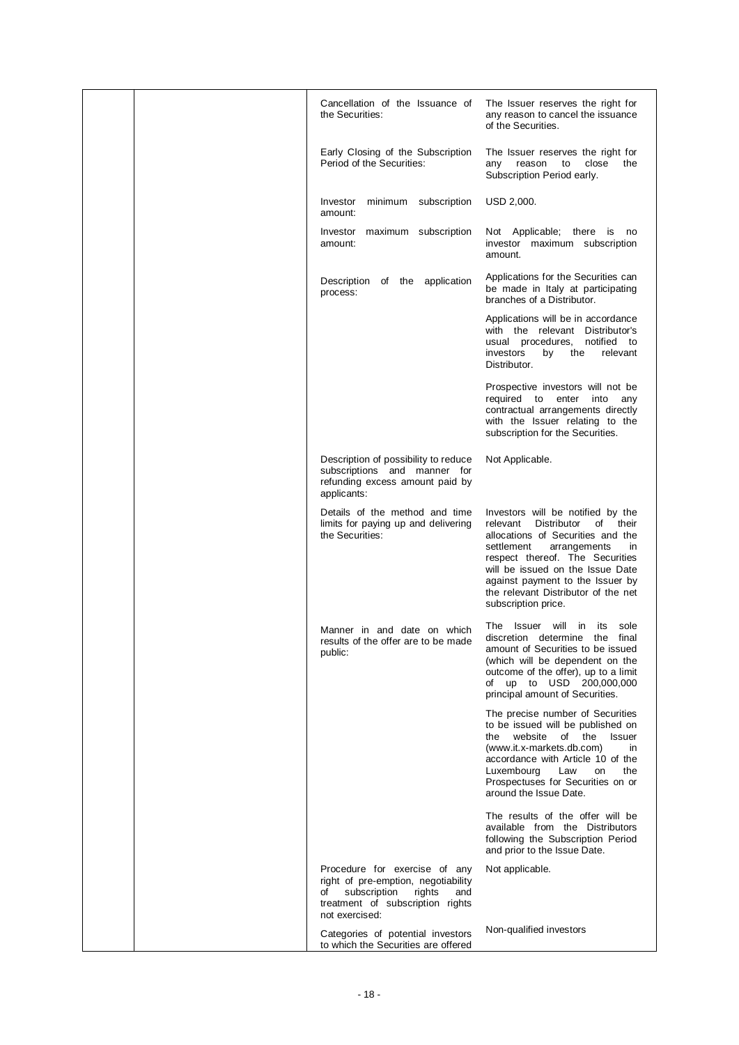| | | | |
|---|---|---|---|
| | | Cancellation of the Issuance of the Securities: | The Issuer reserves the right for any reason to cancel the issuance of the Securities. |
| | | Early Closing of the Subscription Period of the Securities: | The Issuer reserves the right for any reason to close the Subscription Period early. |
| | | Investor minimum subscription amount: | USD 2,000. |
| | | Investor maximum subscription amount: | Not Applicable; there is no investor maximum subscription amount. |
| | | Description of the application process: | Applications for the Securities can be made in Italy at participating branches of a Distributor.<br><br>Applications will be in accordance with the relevant Distributor's usual procedures, notified to investors by the relevant Distributor.<br><br>Prospective investors will not be required to enter into any contractual arrangements directly with the Issuer relating to the subscription for the Securities. |
| | | Description of possibility to reduce subscriptions and manner for refunding excess amount paid by applicants: | Not Applicable. |
| | | Details of the method and time limits for paying up and delivering the Securities: | Investors will be notified by the relevant Distributor of their allocations of Securities and the settlement arrangements in respect thereof. The Securities will be issued on the Issue Date against payment to the Issuer by the relevant Distributor of the net subscription price. |
| | | Manner in and date on which results of the offer are to be made public: | The Issuer will in its sole discretion determine the final amount of Securities to be issued (which will be dependent on the outcome of the offer), up to a limit of up to USD 200,000,000 principal amount of Securities.<br><br>The precise number of Securities to be issued will be published on the website of the Issuer (www.it.x-markets.db.com) in accordance with Article 10 of the Luxembourg Law on the Prospectuses for Securities on or around the Issue Date.<br><br>The results of the offer will be available from the Distributors following the Subscription Period and prior to the Issue Date. |
| | | Procedure for exercise of any right of pre-emption, negotiability of subscription rights and treatment of subscription rights not exercised: | Not applicable. |
| | | Categories of potential investors to which the Securities are offered | Non-qualified investors |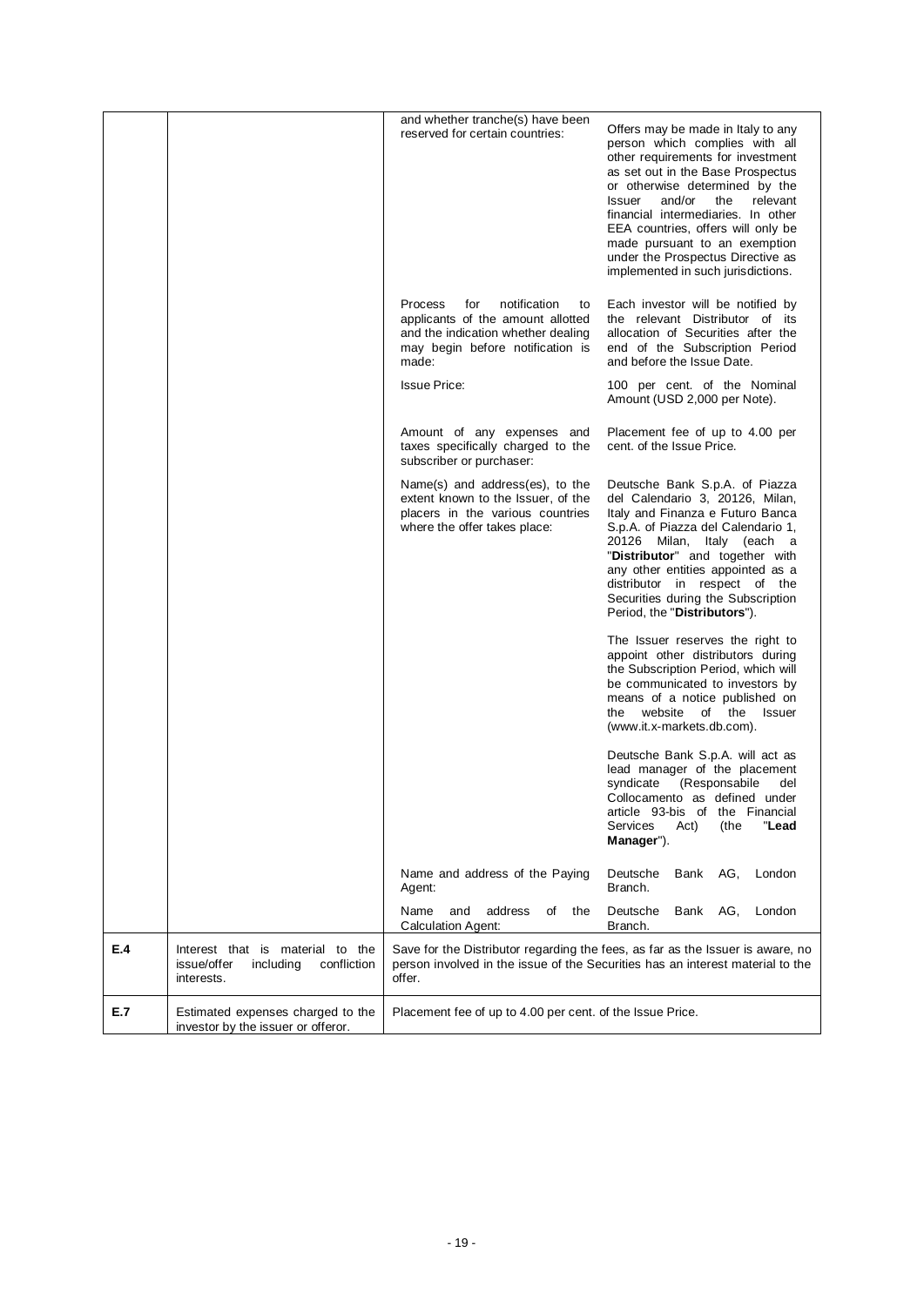| | | | |
|---|---|---|---|
| | | and whether tranche(s) have been reserved for certain countries: | Offers may be made in Italy to any person which complies with all other requirements for investment as set out in the Base Prospectus or otherwise determined by the Issuer and/or the relevant financial intermediaries. In other EEA countries, offers will only be made pursuant to an exemption under the Prospectus Directive as implemented in such jurisdictions. |
| | | Process for notification to applicants of the amount allotted and the indication whether dealing may begin before notification is made: | Each investor will be notified by the relevant Distributor of its allocation of Securities after the end of the Subscription Period and before the Issue Date. |
| | | Issue Price: | 100 per cent. of the Nominal Amount (USD 2,000 per Note). |
| | | Amount of any expenses and taxes specifically charged to the subscriber or purchaser: | Placement fee of up to 4.00 per cent. of the Issue Price. |
| | | Name(s) and address(es), to the extent known to the Issuer, of the placers in the various countries where the offer takes place: | Deutsche Bank S.p.A. of Piazza del Calendario 3, 20126, Milan, Italy and Finanza e Futuro Banca S.p.A. of Piazza del Calendario 1, 20126 Milan, Italy (each a "**Distributor**" and together with any other entities appointed as a distributor in respect of the Securities during the Subscription Period, the "**Distributors**").<br><br>The Issuer reserves the right to appoint other distributors during the Subscription Period, which will be communicated to investors by means of a notice published on the website of the Issuer (www.it.x-markets.db.com).<br><br>Deutsche Bank S.p.A. will act as lead manager of the placement syndicate (Responsabile del Collocamento as defined under article 93-bis of the Financial Services Act) (the "**Lead Manager**"). |
| | | Name and address of the Paying Agent: | Deutsche Bank AG, London Branch. |
| | | Name and address of the Calculation Agent: | Deutsche Bank AG, London Branch. |
| **E.4** | Interest that is material to the issue/offer including confliction interests. | Save for the Distributor regarding the fees, as far as the Issuer is aware, no person involved in the issue of the Securities has an interest material to the offer. | |
| **E.7** | Estimated expenses charged to the investor by the issuer or offeror. | Placement fee of up to 4.00 per cent. of the Issue Price. | |